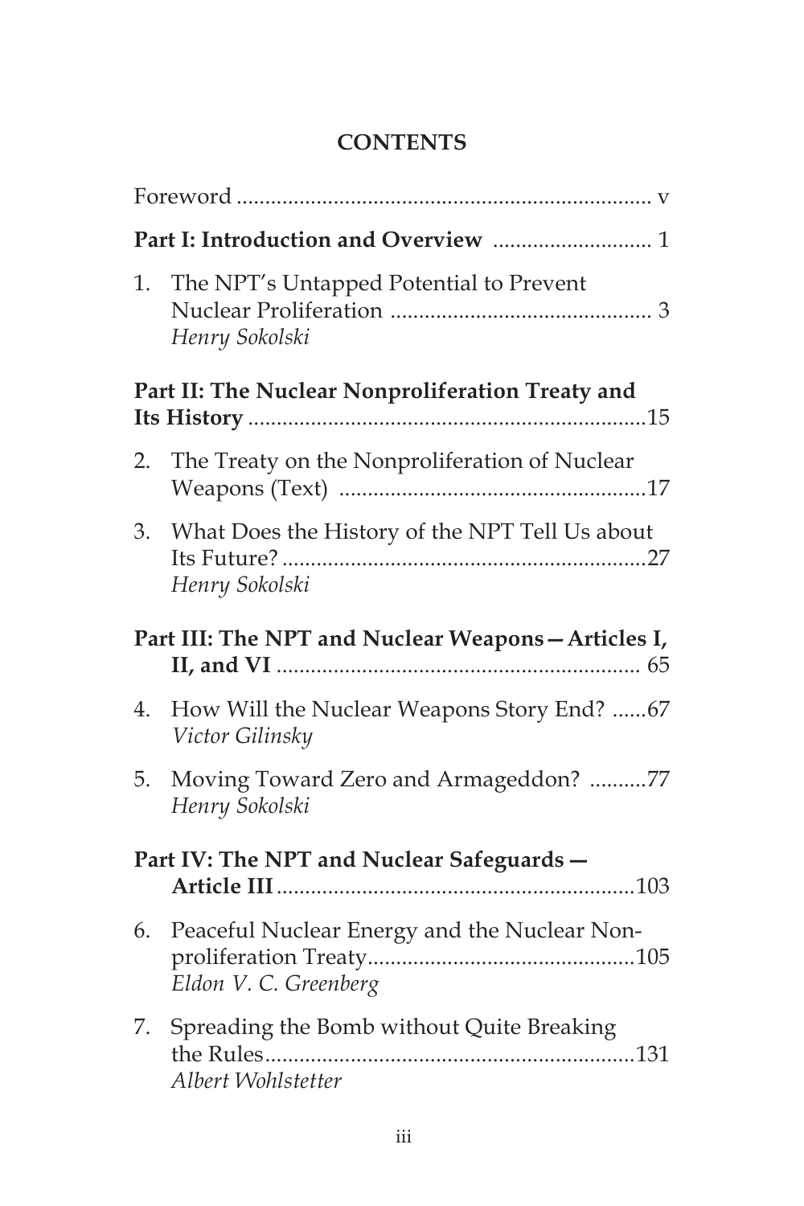# CONTENTS

Foreword ........................................................................ v

**Part I: Introduction and Overview** ............................ 1

1. The NPT's Untapped Potential to Prevent Nuclear Proliferation .............................................. 3
   *Henry Sokolski*

**Part II: The Nuclear Nonproliferation Treaty and Its History** ......................................................................15

2. The Treaty on the Nonproliferation of Nuclear Weapons (Text) ......................................................17

3. What Does the History of the NPT Tell Us about Its Future? ..................................................................27
   *Henry Sokolski*

**Part III: The NPT and Nuclear Weapons—Articles I, II, and VI** ................................................................. 65

4. How Will the Nuclear Weapons Story End? ......67
   *Victor Gilinsky*

5. Moving Toward Zero and Armageddon? ..........77
   *Henry Sokolski*

**Part IV: The NPT and Nuclear Safeguards — Article III** ...............................................................103

6. Peaceful Nuclear Energy and the Nuclear Nonproliferation Treaty...............................................105
   *Eldon V. C. Greenberg*

7. Spreading the Bomb without Quite Breaking the Rules.................................................................131
   *Albert Wohlstetter*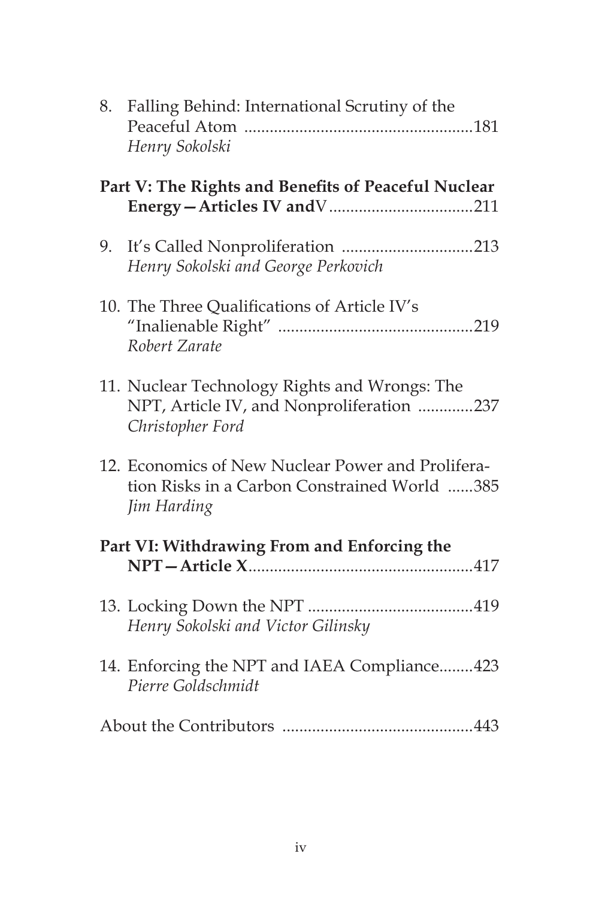8. Falling Behind: International Scrutiny of the Peaceful Atom ......................................................181
   *Henry Sokolski*

**Part V: The Rights and Benefits of Peaceful Nuclear Energy—Articles IV and** V..................................211

9. It's Called Nonproliferation ...............................213
   *Henry Sokolski and George Perkovich*

10. The Three Qualifications of Article IV's "Inalienable Right" ..............................................219
    *Robert Zarate*

11. Nuclear Technology Rights and Wrongs: The NPT, Article IV, and Nonproliferation .............237
    *Christopher Ford*

12. Economics of New Nuclear Power and Proliferation Risks in a Carbon Constrained World ......385
    *Jim Harding*

**Part VI: Withdrawing From and Enforcing the NPT—Article X**.....................................................417

13. Locking Down the NPT .......................................419
    *Henry Sokolski and Victor Gilinsky*

14. Enforcing the NPT and IAEA Compliance........423
    *Pierre Goldschmidt*

About the Contributors .............................................443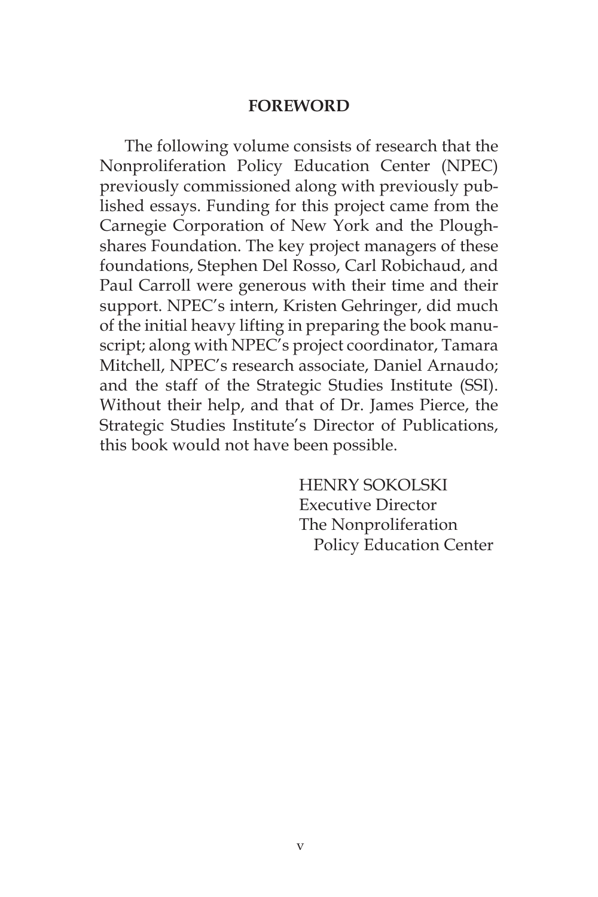## FOREWORD

The following volume consists of research that the Nonproliferation Policy Education Center (NPEC) previously commissioned along with previously published essays. Funding for this project came from the Carnegie Corporation of New York and the Ploughshares Foundation. The key project managers of these foundations, Stephen Del Rosso, Carl Robichaud, and Paul Carroll were generous with their time and their support. NPEC's intern, Kristen Gehringer, did much of the initial heavy lifting in preparing the book manuscript; along with NPEC's project coordinator, Tamara Mitchell, NPEC's research associate, Daniel Arnaudo; and the staff of the Strategic Studies Institute (SSI). Without their help, and that of Dr. James Pierce, the Strategic Studies Institute's Director of Publications, this book would not have been possible.

HENRY SOKOLSKI
Executive Director
The Nonproliferation Policy Education Center